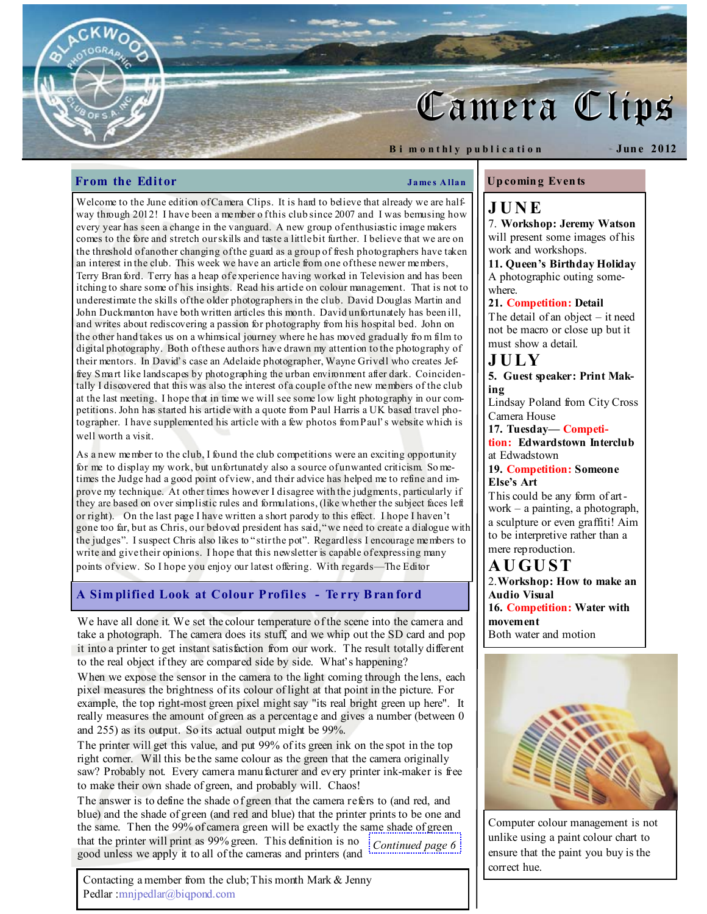# Camera Clips

Bi monthly publication — June 2012

## From the Editor

James Allan

Welcome to the June edition of Camera Clips. It is hard to believe that already we are half-way through 2012! I have been a member of this club since 2007 and I was bemusing how every year has seen a change in the vanguard. A new group of enthusiastic image makers comes to the fore and stretch our skills and taste a little bit further. I believe that we are on the threshold of another changing of the guard as a group of fresh photographers have taken an interest in the club. This week we have an article from one of these newer members, Terry Branford. Terry has a heap of experience having worked in Television and has been itching to share some of his insights. Read his article on colour management. That is not to underestimate the skills of the older photographers in the club. David Douglas Martin and John Duckmanton have both written articles this month. David unfortunately has been ill, and writes about rediscovering a passion for photography from his hospital bed. John on the other hand takes us on a whimsical journey where he has moved gradually from film to digital photography. Both of these authors have drawn my attention to the photography of their mentors. In David's case an Adelaide photographer, Wayne Grivell who creates Jeffrey Smart like landscapes by photographing the urban environment after dark. Coincidentally I discovered that this was also the interest of a couple of the new members of the club at the last meeting. I hope that in time we will see some low light photography in our competitions. John has started his article with a quote from Paul Harris a UK based travel photographer. I have supplemented his article with a few photos from Paul's website which is well worth a visit.

As a new member to the club, I found the club competitions were an exciting opportunity for me to display my work, but unfortunately also a source of unwanted criticism. Sometimes the Judge had a good point of view, and their advice has helped me to refine and improve my technique. At other times however I disagree with the judgments, particularly if they are based on over simplistic rules and formulations, (like whether the subject faces left or right). On the last page I have written a short parody to this effect. I hope I haven't gone too far, but as Chris, our beloved president has said, "we need to create a dialogue with the judges". I suspect Chris also likes to "stir the pot". Regardless I encourage members to write and give their opinions. I hope that this newsletter is capable of expressing many points of view. So I hope you enjoy our latest offering. With regards—The Editor

## A Simplified Look at Colour Profiles - Terry Branford

We have all done it. We set the colour temperature of the scene into the camera and take a photograph. The camera does its stuff, and we whip out the SD card and pop it into a printer to get instant satisfaction from our work. The result totally different to the real object if they are compared side by side. What's happening?

When we expose the sensor in the camera to the light coming through the lens, each pixel measures the brightness of its colour of light at that point in the picture. For example, the top right-most green pixel might say "its real bright green up here". It really measures the amount of green as a percentage and gives a number (between 0 and 255) as its output. So its actual output might be 99%.

The printer will get this value, and put 99% of its green ink on the spot in the top right corner. Will this be the same colour as the green that the camera originally saw? Probably not. Every camera manufacturer and every printer ink-maker is free to make their own shade of green, and probably will. Chaos!

The answer is to define the shade of green that the camera refers to (and red, and blue) and the shade of green (and red and blue) that the printer prints to be one and the same. Then the 99% of camera green will be exactly the same shade of green that the printer will print as 99% green. This definition is no good unless we apply it to all of the cameras and printers (and

*Continued page 6*

Contacting a member from the club; This month Mark & Jenny Pedlar: mnjpedlar@biqpond.com

## Upcoming Events

### JUNE

7. **Workshop: Jeremy Watson** will present some images of his work and workshops.

**11. Queen's Birthday Holiday** A photographic outing somewhere.

**21. Competition: Detail** The detail of an object – it need not be macro or close up but it must show a detail.

### JULY

**5. Guest speaker: Print Making** Lindsay Poland from City Cross Camera House

**17. Tuesday— Competition: Edwardstown Interclub** at Edwardstown

**19. Competition: Someone Else's Art** This could be any form of artwork – a painting, a photograph, a sculpture or even graffiti! Aim to be interpretive rather than a mere reproduction.

### AUGUST

2. **Workshop: How to make an Audio Visual**

**16. Competition: Water with movement** Both water and motion

Computer colour management is not unlike using a paint colour chart to ensure that the paint you buy is the correct hue.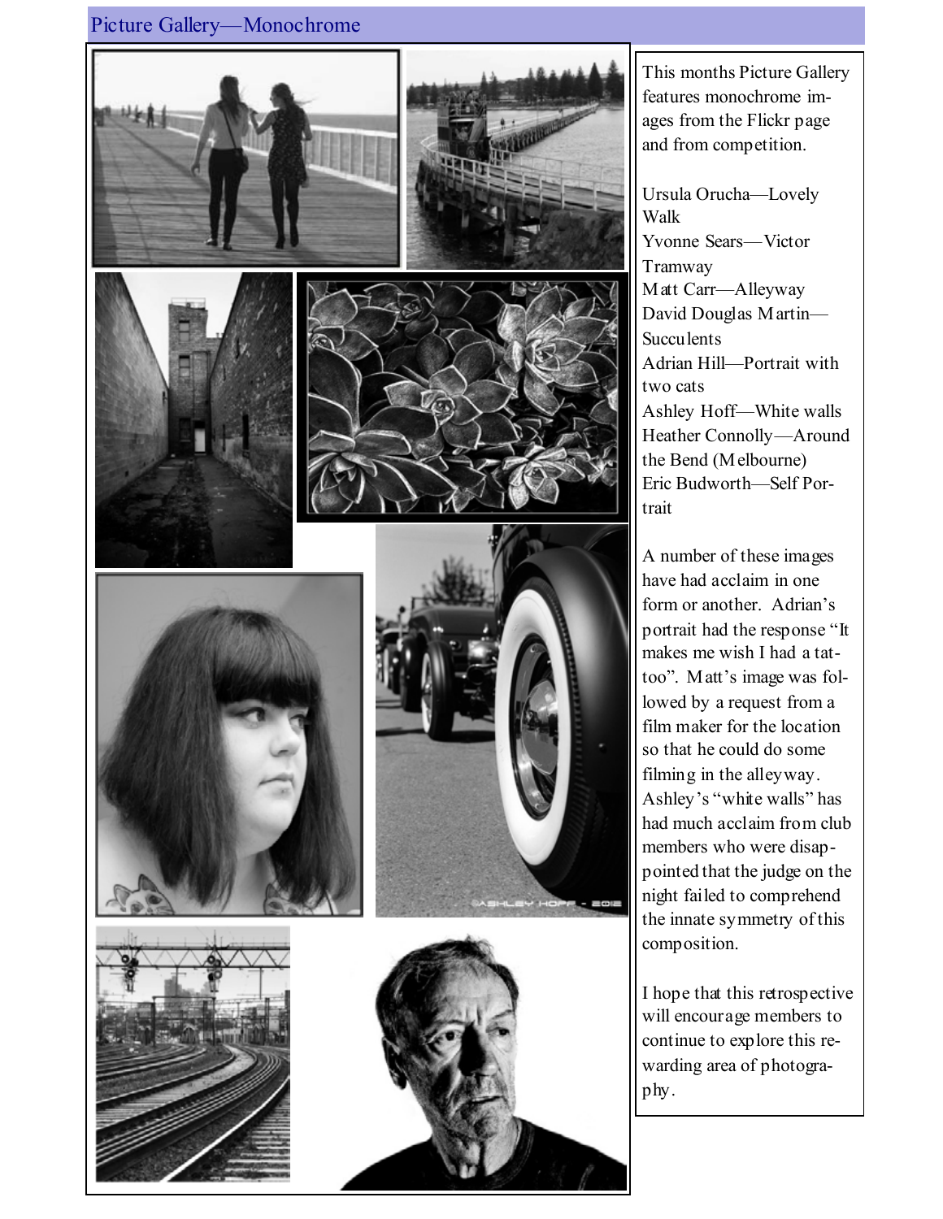## Picture Gallery—Monochrome

This months Picture Gallery features monochrome images from the Flickr page and from competition.

Ursula Orucha—Lovely Walk
Yvonne Sears—Victor Tramway
Matt Carr—Alleyway
David Douglas Martin—Succulents
Adrian Hill—Portrait with two cats
Ashley Hoff—White walls
Heather Connolly—Around the Bend (Melbourne)
Eric Budworth—Self Portrait

A number of these images have had acclaim in one form or another. Adrian's portrait had the response "It makes me wish I had a tattoo". Matt's image was followed by a request from a film maker for the location so that he could do some filming in the alleyway. Ashley's "white walls" has had much acclaim from club members who were disappointed that the judge on the night failed to comprehend the innate symmetry of this composition.

I hope that this retrospective will encourage members to continue to explore this rewarding area of photography.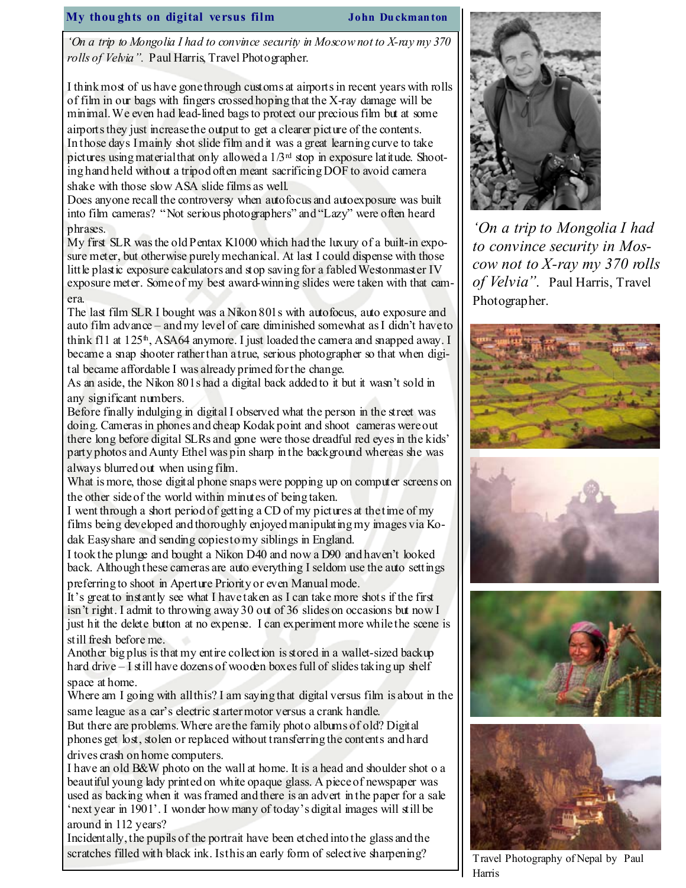## My thoughts on digital versus film

**John Duckmanton**

*'On a trip to Mongolia I had to convince security in Moscow not to X-ray my 370 rolls of Velvia".* Paul Harris, Travel Photographer.

I think most of us have gone through customs at airports in recent years with rolls of film in our bags with fingers crossed hoping that the X-ray damage will be minimal. We even had lead-lined bags to protect our precious film but at some airports they just increase the output to get a clearer picture of the contents.

In those days I mainly shot slide film and it was a great learning curve to take pictures using material that only allowed a 1/3rd stop in exposure latitude. Shooting hand held without a tripod often meant sacrificing DOF to avoid camera shake with those slow ASA slide films as well.

Does anyone recall the controversy when autofocus and autoexposure was built into film cameras? "Not serious photographers" and "Lazy" were often heard phrases.

My first SLR was the old Pentax K1000 which had the luxury of a built-in exposure meter, but otherwise purely mechanical. At last I could dispense with those little plastic exposure calculators and stop saving for a fabled Westonmaster IV exposure meter. Some of my best award-winning slides were taken with that camera.

The last film SLR I bought was a Nikon 801s with autofocus, auto exposure and auto film advance – and my level of care diminished somewhat as I didn't have to think f11 at 125th, ASA64 anymore. I just loaded the camera and snapped away. I became a snap shooter rather than a true, serious photographer so that when digital became affordable I was already primed for the change.

As an aside, the Nikon 801s had a digital back added to it but it wasn't sold in any significant numbers.

Before finally indulging in digital I observed what the person in the street was doing. Cameras in phones and cheap Kodak point and shoot cameras were out there long before digital SLRs and gone were those dreadful red eyes in the kids' party photos and Aunty Ethel was pin sharp in the background whereas she was always blurred out when using film.

What is more, those digital phone snaps were popping up on computer screens on the other side of the world within minutes of being taken.

I went through a short period of getting a CD of my pictures at the time of my films being developed and thoroughly enjoyed manipulating my images via Kodak Easyshare and sending copies to my siblings in England.

I took the plunge and bought a Nikon D40 and now a D90 and haven't looked back. Although these cameras are auto everything I seldom use the auto settings preferring to shoot in Aperture Priority or even Manual mode.

It's great to instantly see what I have taken as I can take more shots if the first isn't right. I admit to throwing away 30 out of 36 slides on occasions but now I just hit the delete button at no expense. I can experiment more while the scene is still fresh before me.

Another big plus is that my entire collection is stored in a wallet-sized backup hard drive – I still have dozens of wooden boxes full of slides taking up shelf space at home.

Where am I going with all this? I am saying that digital versus film is about in the same league as a car's electric starter motor versus a crank handle.

But there are problems. Where are the family photo albums of old? Digital phones get lost, stolen or replaced without transferring the contents and hard drives crash on home computers.

I have an old B&W photo on the wall at home. It is a head and shoulder shot o a beautiful young lady printed on white opaque glass. A piece of newspaper was used as backing when it was framed and there is an advert in the paper for a sale 'next year in 1901'. I wonder how many of today's digital images will still be around in 112 years?

Incidentally, the pupils of the portrait have been etched into the glass and the scratches filled with black ink. Is this an early form of selective sharpening?

*'On a trip to Mongolia I had to convince security in Moscow not to X-ray my 370 rolls of Velvia".* Paul Harris, Travel Photographer.

Travel Photography of Nepal by Paul Harris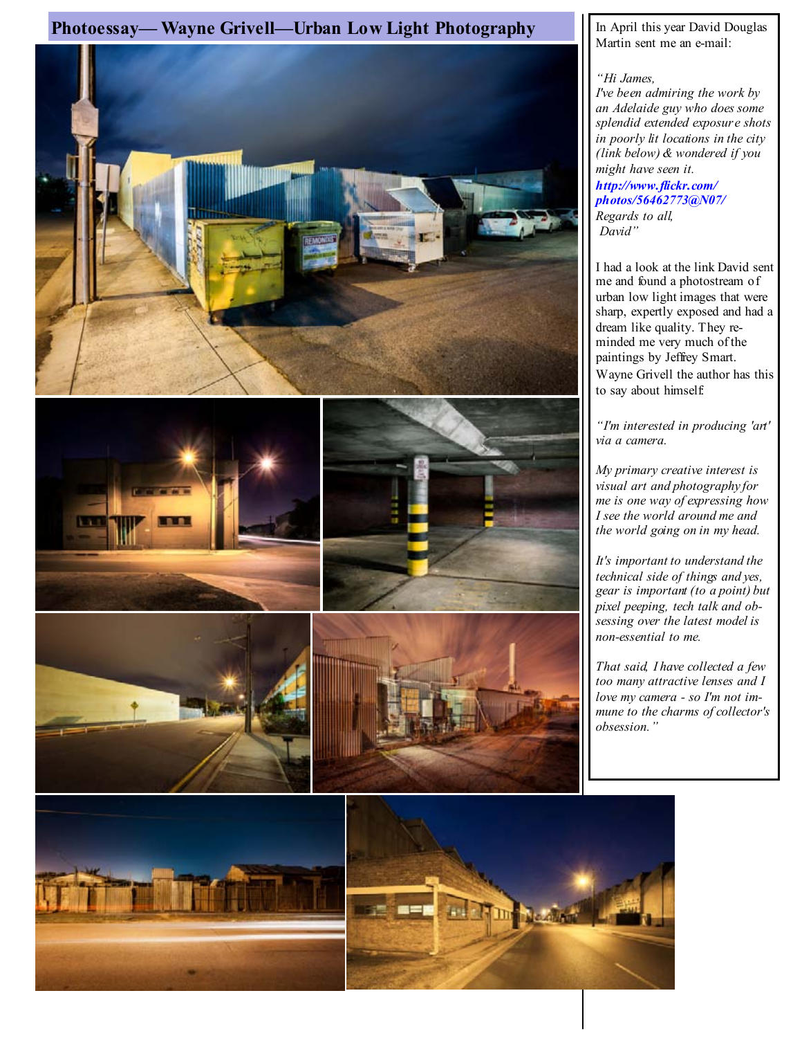# Photoessay— Wayne Grivell—Urban Low Light Photography

In April this year David Douglas Martin sent me an e-mail:

*"Hi James,*
*I've been admiring the work by an Adelaide guy who does some splendid extended exposure shots in poorly lit locations in the city (link below) & wondered if you might have seen it.*
***http://www.flickr.com/photos/56462773@N07/***
*Regards to all,*
*David"*

I had a look at the link David sent me and found a photostream of urban low light images that were sharp, expertly exposed and had a dream like quality. They reminded me very much of the paintings by Jeffrey Smart. Wayne Grivell the author has this to say about himself:

*"I'm interested in producing 'art' via a camera.*

*My primary creative interest is visual art and photography for me is one way of expressing how I see the world around me and the world going on in my head.*

*It's important to understand the technical side of things and yes, gear is important (to a point) but pixel peeping, tech talk and obsessing over the latest model is non-essential to me.*

*That said, I have collected a few too many attractive lenses and I love my camera - so I'm not immune to the charms of collector's obsession."*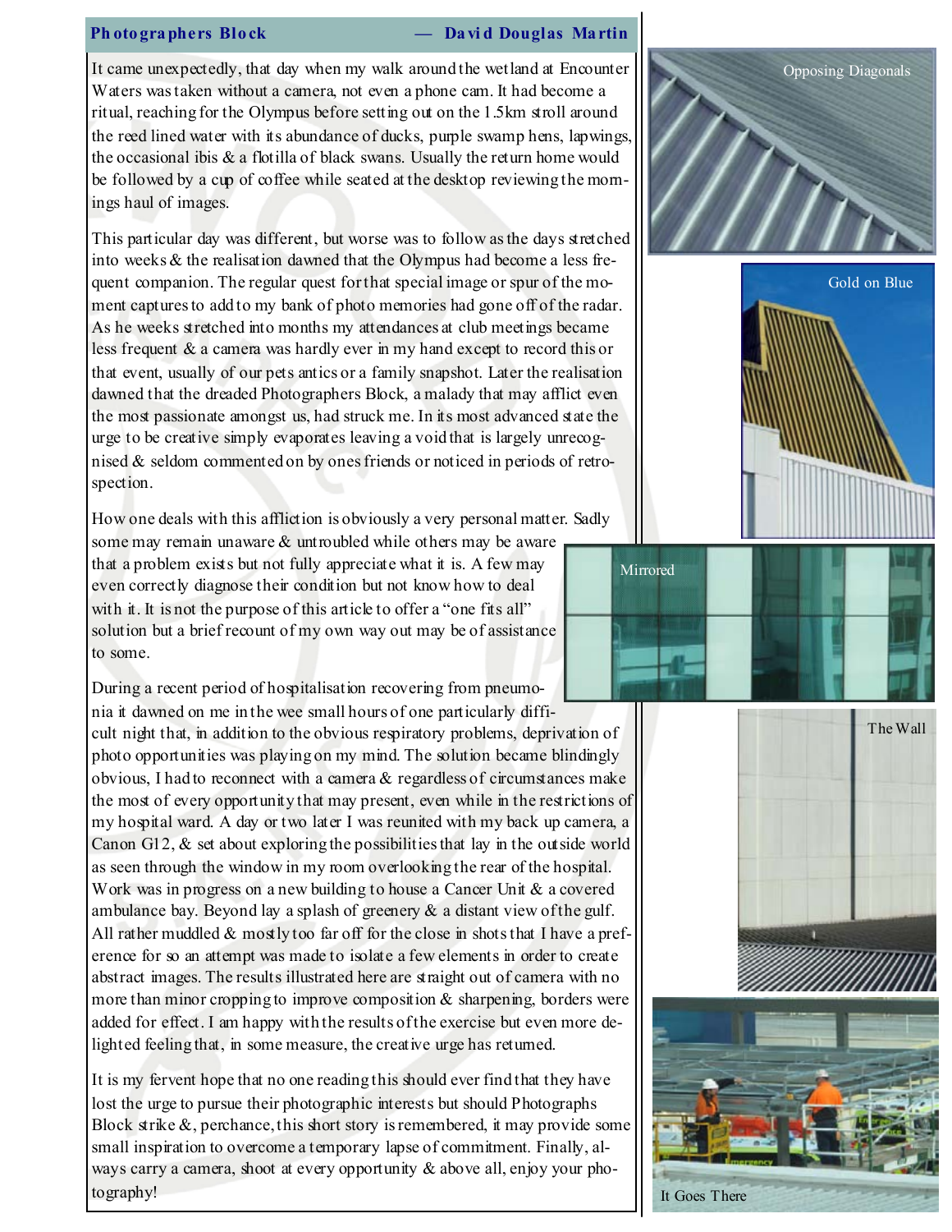## Photographers Block — David Douglas Martin

It came unexpectedly, that day when my walk around the wetland at Encounter Waters was taken without a camera, not even a phone cam. It had become a ritual, reaching for the Olympus before setting out on the 1.5km stroll around the reed lined water with its abundance of ducks, purple swamp hens, lapwings, the occasional ibis & a flotilla of black swans. Usually the return home would be followed by a cup of coffee while seated at the desktop reviewing the mornings haul of images.

This particular day was different, but worse was to follow as the days stretched into weeks & the realisation dawned that the Olympus had become a less frequent companion. The regular quest for that special image or spur of the moment captures to add to my bank of photo memories had gone off of the radar. As he weeks stretched into months my attendances at club meetings became less frequent & a camera was hardly ever in my hand except to record this or that event, usually of our pets antics or a family snapshot. Later the realisation dawned that the dreaded Photographers Block, a malady that may afflict even the most passionate amongst us, had struck me. In its most advanced state the urge to be creative simply evaporates leaving a void that is largely unrecognised & seldom commented on by ones friends or noticed in periods of retrospection.

How one deals with this affliction is obviously a very personal matter. Sadly some may remain unaware & untroubled while others may be aware that a problem exists but not fully appreciate what it is. A few may even correctly diagnose their condition but not know how to deal with it. It is not the purpose of this article to offer a "one fits all" solution but a brief recount of my own way out may be of assistance to some.

During a recent period of hospitalisation recovering from pneumonia it dawned on me in the wee small hours of one particularly difficult night that, in addition to the obvious respiratory problems, deprivation of photo opportunities was playing on my mind. The solution became blindingly obvious, I had to reconnect with a camera & regardless of circumstances make the most of every opportunity that may present, even while in the restrictions of my hospital ward. A day or two later I was reunited with my back up camera, a Canon G12, & set about exploring the possibilities that lay in the outside world as seen through the window in my room overlooking the rear of the hospital. Work was in progress on a new building to house a Cancer Unit & a covered ambulance bay. Beyond lay a splash of greenery & a distant view of the gulf. All rather muddled & mostly too far off for the close in shots that I have a preference for so an attempt was made to isolate a few elements in order to create abstract images. The results illustrated here are straight out of camera with no more than minor cropping to improve composition & sharpening, borders were added for effect. I am happy with the results of the exercise but even more delighted feeling that, in some measure, the creative urge has returned.

It is my fervent hope that no one reading this should ever find that they have lost the urge to pursue their photographic interests but should Photographs Block strike &, perchance, this short story is remembered, it may provide some small inspiration to overcome a temporary lapse of commitment. Finally, always carry a camera, shoot at every opportunity & above all, enjoy your photography!

Opposing Diagonals

Gold on Blue

Mirrored

The Wall

It Goes There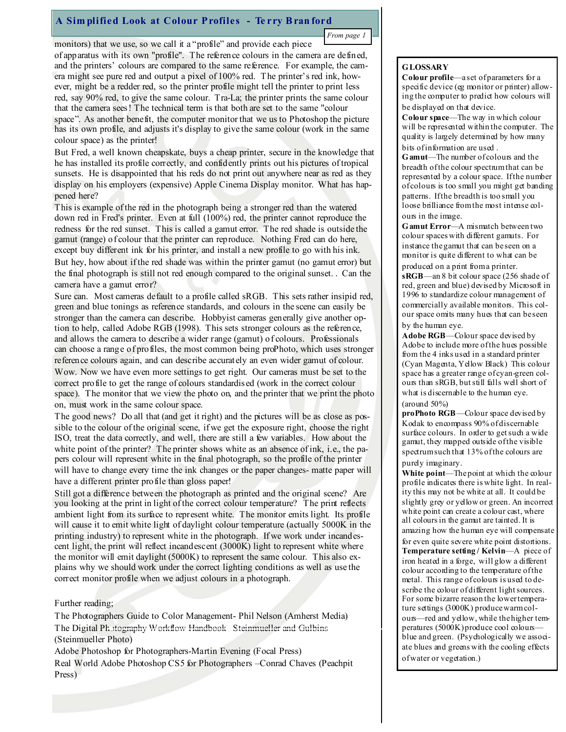## A Simplified Look at Colour Profiles - Terry Branford

*From page 1*

monitors) that we use, so we call it a "profile" and provide each piece of apparatus with its own "profile". The reference colours in the camera are defined, and the printers' colours are compared to the same reference. For example, the camera might see pure red and output a pixel of 100% red. The printer's red ink, however, might be a redder red, so the printer profile might tell the printer to print less red, say 90% red, to give the same colour. Tra-La; the printer prints the same colour that the camera sees! The technical term is that both are set to the same "colour space". As another benefit, the computer monitor that we us to Photoshop the picture has its own profile, and adjusts it's display to give the same colour (work in the same colour space) as the printer!

But Fred, a well known cheapskate, buys a cheap printer, secure in the knowledge that he has installed its profile correctly, and confidently prints out his pictures of tropical sunsets. He is disappointed that his reds do not print out anywhere near as red as they display on his employers (expensive) Apple Cinema Display monitor. What has happened here?

This is example of the red in the photograph being a stronger red than the watered down red in Fred's printer. Even at full (100%) red, the printer cannot reproduce the redness for the red sunset. This is called a gamut error. The red shade is outside the gamut (range) of colour that the printer can reproduce. Nothing Fred can do here, except buy different ink for his printer, and install a new profile to go with his ink.

But hey, how about if the red shade was within the printer gamut (no gamut error) but the final photograph is still not red enough compared to the original sunset. . Can the camera have a gamut error?

Sure can. Most cameras default to a profile called sRGB. This sets rather insipid red, green and blue tonings as reference standards, and colours in the scene can easily be stronger than the camera can describe. Hobbyist cameras generally give another option to help, called Adobe RGB (1998). This sets stronger colours as the reference, and allows the camera to describe a wider range (gamut) of colours. Professionals can choose a range of profiles, the most common being proPhoto, which uses stronger reference colours again, and can describe accurately an even wider gamut of colour. Wow. Now we have even more settings to get right. Our cameras must be set to the correct profile to get the range of colours standardised (work in the correct colour space). The monitor that we view the photo on, and the printer that we print the photo on, must work in the same colour space.

The good news? Do all that (and get it right) and the pictures will be as close as possible to the colour of the original scene, if we get the exposure right, choose the right ISO, treat the data correctly, and well, there are still a few variables. How about the white point of the printer? The printer shows white as an absence of ink, i.e., the papers colour will represent white in the final photograph, so the profile of the printer will have to change every time the ink changes or the paper changes- matte paper will have a different printer profile than gloss paper!

Still got a difference between the photograph as printed and the original scene? Are you looking at the print in light of the correct colour temperature? The print reflects ambient light from its surface to represent white. The monitor emits light. Its profile will cause it to emit white light of daylight colour temperature (actually 5000K in the printing industry) to represent white in the photograph. If we work under incandescent light, the print will reflect incandescent (3000K) light to represent white where the monitor will emit daylight (5000K) to represent the same colour. This also explains why we should work under the correct lighting conditions as well as use the correct monitor profile when we adjust colours in a photograph.

Further reading;

The Photographers Guide to Color Management- Phil Nelson (Amherst Media)

The Digital Photography Workflow Handbook - Steinmueller and Gulbins (Steinmueller Photo)

Adobe Photoshop for Photographers-Martin Evening (Focal Press)

Real World Adobe Photoshop CS5 for Photographers –Conrad Chaves (Peachpit Press)

---

**GLOSSARY**

**Colour profile**—a set of parameters for a specific device (eg monitor or printer) allowing the computer to predict how colours will be displayed on that device.

**Colour space**—The way in which colour will be represented within the computer. The quality is largely determined by how many bits of information are used .

**Gamut**—The number of colours and the breadth of the colour spectrum that can be represented by a colour space. If the number of colours is too small you might get banding patterns. If the breadth is too small you loose brilliance from the most intense colours in the image.

**Gamut Error**—A mismatch between two colour spaces with different gamuts. For instance the gamut that can be seen on a monitor is quite different to what can be produced on a print from a printer.

**sRGB**—an 8 bit colour space (256 shade of red, green and blue) devised by Microsoft in 1996 to standardize colour management of commercially available monitors. This colour space omits many hues that can be seen by the human eye.

**Adobe RGB**—Colour space devised by Adobe to include more of the hues possible from the 4 inks used in a standard printer (Cyan Magenta, Yellow Black) This colour space has a greater range of cyan-green colours than sRGB, but still falls well short of what is discernable to the human eye. (around 50%)

**proPhoto RGB**—Colour space devised by Kodak to encompass 90% of discernable surface colours. In order to get such a wide gamut, they mapped outside of the visible spectrum such that 13% of the colours are purely imaginary.

**White point**—The point at which the colour profile indicates there is white light. In reality this may not be white at all. It could be slightly grey or yellow or green. An incorrect white point can create a colour cast, where all colours in the gamut are tainted. It is amazing how the human eye will compensate for even quite severe white point distortions.

**Temperature setting / Kelvin**—A piece of iron heated in a forge, will glow a different colour according to the temperature of the metal. This range of colours is used to describe the colour of different light sources. For some bizarre reason the lower temperature settings (3000K) produce warm colours—red and yellow, while the higher temperatures (5000K) produce cool colours—blue and green. (Psychologically we associate blues and greens with the cooling effects of water or vegetation.)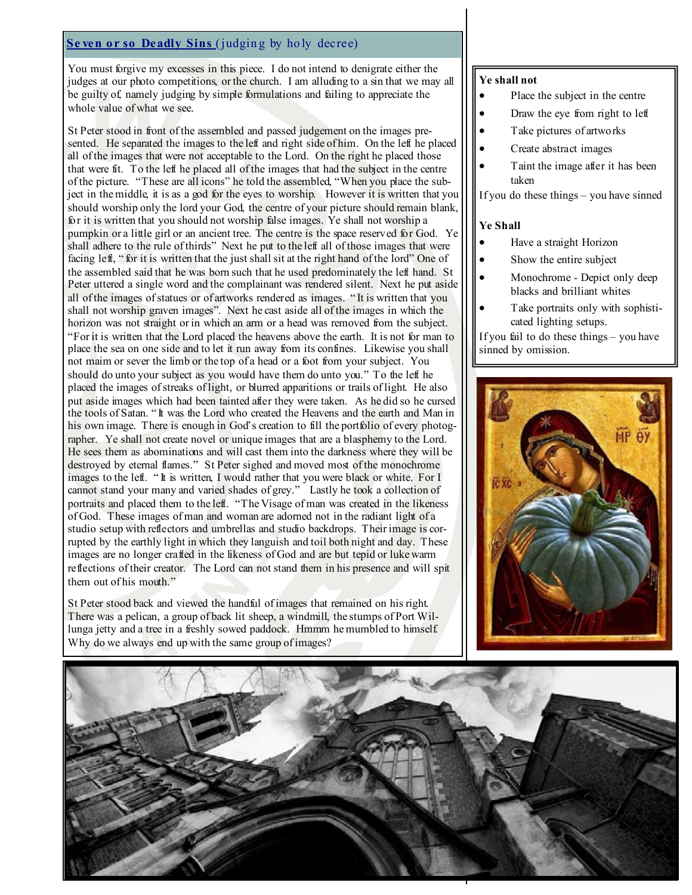## Seven or so Deadly Sins (judging by holy decree)

You must forgive my excesses in this piece. I do not intend to denigrate either the judges at our photo competitions, or the church. I am alluding to a sin that we may all be guilty of, namely judging by simple formulations and failing to appreciate the whole value of what we see.

St Peter stood in front of the assembled and passed judgement on the images presented. He separated the images to the left and right side of him. On the left he placed all of the images that were not acceptable to the Lord. On the right he placed those that were fit. To the left he placed all of the images that had the subject in the centre of the picture. "These are all icons" he told the assembled, "When you place the subject in the middle, it is as a god for the eyes to worship. However it is written that you should worship only the lord your God, the centre of your picture should remain blank, for it is written that you should not worship false images. Ye shall not worship a pumpkin or a little girl or an ancient tree. The centre is the space reserved for God. Ye shall adhere to the rule of thirds" Next he put to the left all of those images that were facing left, "for it is written that the just shall sit at the right hand of the lord" One of the assembled said that he was born such that he used predominately the left hand. St Peter uttered a single word and the complainant was rendered silent. Next he put aside all of the images of statues or of artworks rendered as images. "It is written that you shall not worship graven images". Next he cast aside all of the images in which the horizon was not straight or in which an arm or a head was removed from the subject. "For it is written that the Lord placed the heavens above the earth. It is not for man to place the sea on one side and to let it run away from its confines. Likewise you shall not maim or sever the limb or the top of a head or a foot from your subject. You should do unto your subject as you would have them do unto you." To the left he placed the images of streaks of light, or blurred apparitions or trails of light. He also put aside images which had been tainted after they were taken. As he did so he cursed the tools of Satan. "It was the Lord who created the Heavens and the earth and Man in his own image. There is enough in God's creation to fill the portfolio of every photographer. Ye shall not create novel or unique images that are a blasphemy to the Lord. He sees them as abominations and will cast them into the darkness where they will be destroyed by eternal flames." St Peter sighed and moved most of the monochrome images to the left. "It is written, I would rather that you were black or white. For I cannot stand your many and varied shades of grey." Lastly he took a collection of portraits and placed them to the left. "The Visage of man was created in the likeness of God. These images of man and woman are adorned not in the radiant light of a studio setup with reflectors and umbrellas and studio backdrops. Their image is corrupted by the earthly light in which they languish and toil both night and day. These images are no longer crafted in the likeness of God and are but tepid or luke warm reflections of their creator. The Lord can not stand them in his presence and will spit them out of his mouth."

St Peter stood back and viewed the handful of images that remained on his right. There was a pelican, a group of back lit sheep, a windmill, the stumps of Port Willunga jetty and a tree in a freshly sowed paddock. Hmmm he mumbled to himself. Why do we always end up with the same group of images?

**Ye shall not**

- Place the subject in the centre
- Draw the eye from right to left
- Take pictures of artworks
- Create abstract images
- Taint the image after it has been taken

If you do these things – you have sinned

**Ye Shall**

- Have a straight Horizon
- Show the entire subject
- Monochrome - Depict only deep blacks and brilliant whites
- Take portraits only with sophisticated lighting setups.

If you fail to do these things – you have sinned by omission.